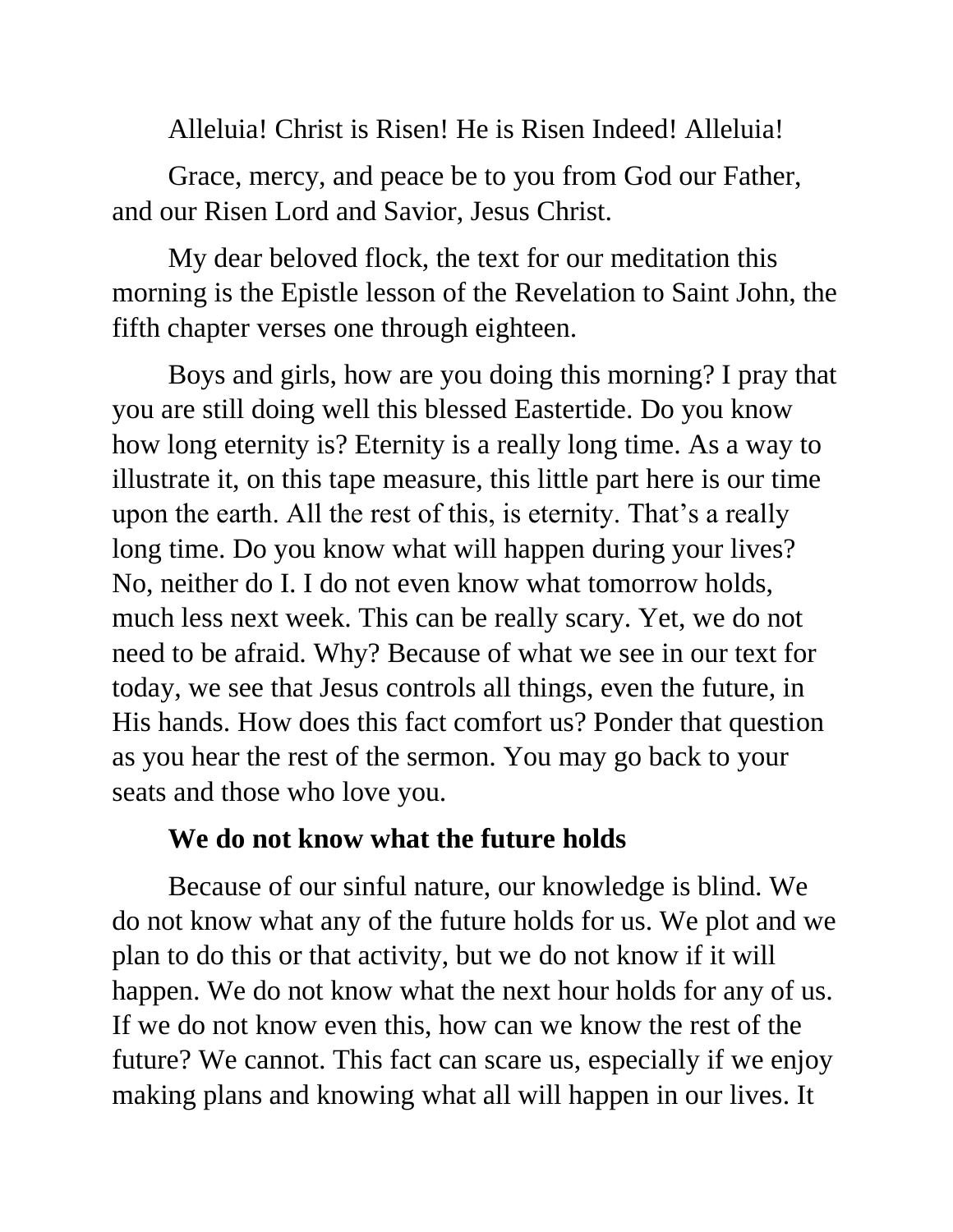Alleluia! Christ is Risen! He is Risen Indeed! Alleluia!

Grace, mercy, and peace be to you from God our Father, and our Risen Lord and Savior, Jesus Christ.

My dear beloved flock, the text for our meditation this morning is the Epistle lesson of the Revelation to Saint John, the fifth chapter verses one through eighteen.

Boys and girls, how are you doing this morning? I pray that you are still doing well this blessed Eastertide. Do you know how long eternity is? Eternity is a really long time. As a way to illustrate it, on this tape measure, this little part here is our time upon the earth. All the rest of this, is eternity. That's a really long time. Do you know what will happen during your lives? No, neither do I. I do not even know what tomorrow holds, much less next week. This can be really scary. Yet, we do not need to be afraid. Why? Because of what we see in our text for today, we see that Jesus controls all things, even the future, in His hands. How does this fact comfort us? Ponder that question as you hear the rest of the sermon. You may go back to your seats and those who love you.

**We do not know what the future holds**

Because of our sinful nature, our knowledge is blind. We do not know what any of the future holds for us. We plot and we plan to do this or that activity, but we do not know if it will happen. We do not know what the next hour holds for any of us. If we do not know even this, how can we know the rest of the future? We cannot. This fact can scare us, especially if we enjoy making plans and knowing what all will happen in our lives. It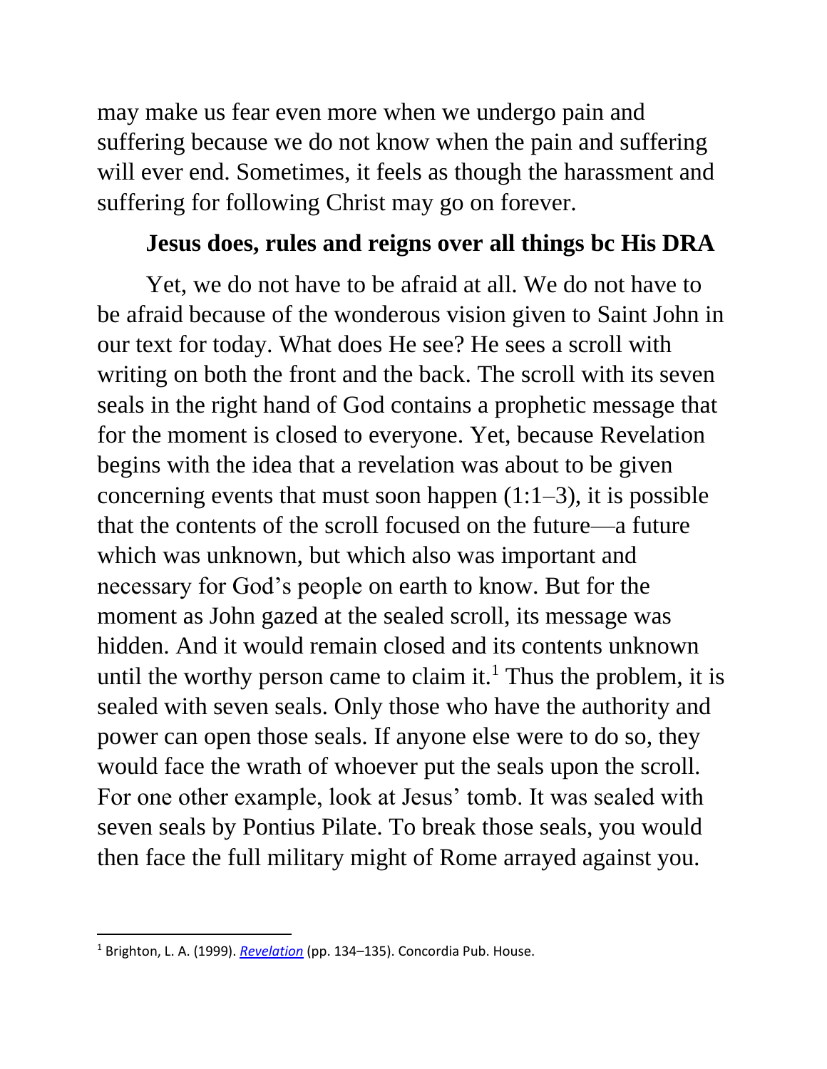may make us fear even more when we undergo pain and suffering because we do not know when the pain and suffering will ever end. Sometimes, it feels as though the harassment and suffering for following Christ may go on forever.

**Jesus does, rules and reigns over all things bc His DRA**

Yet, we do not have to be afraid at all. We do not have to be afraid because of the wonderous vision given to Saint John in our text for today. What does He see? He sees a scroll with writing on both the front and the back. The scroll with its seven seals in the right hand of God contains a prophetic message that for the moment is closed to everyone. Yet, because Revelation begins with the idea that a revelation was about to be given concerning events that must soon happen (1:1–3), it is possible that the contents of the scroll focused on the future—a future which was unknown, but which also was important and necessary for God's people on earth to know. But for the moment as John gazed at the sealed scroll, its message was hidden. And it would remain closed and its contents unknown until the worthy person came to claim it.[1] Thus the problem, it is sealed with seven seals. Only those who have the authority and power can open those seals. If anyone else were to do so, they would face the wrath of whoever put the seals upon the scroll. For one other example, look at Jesus' tomb. It was sealed with seven seals by Pontius Pilate. To break those seals, you would then face the full military might of Rome arrayed against you.

---

[1] Brighton, L. A. (1999). *Revelation* (pp. 134–135). Concordia Pub. House.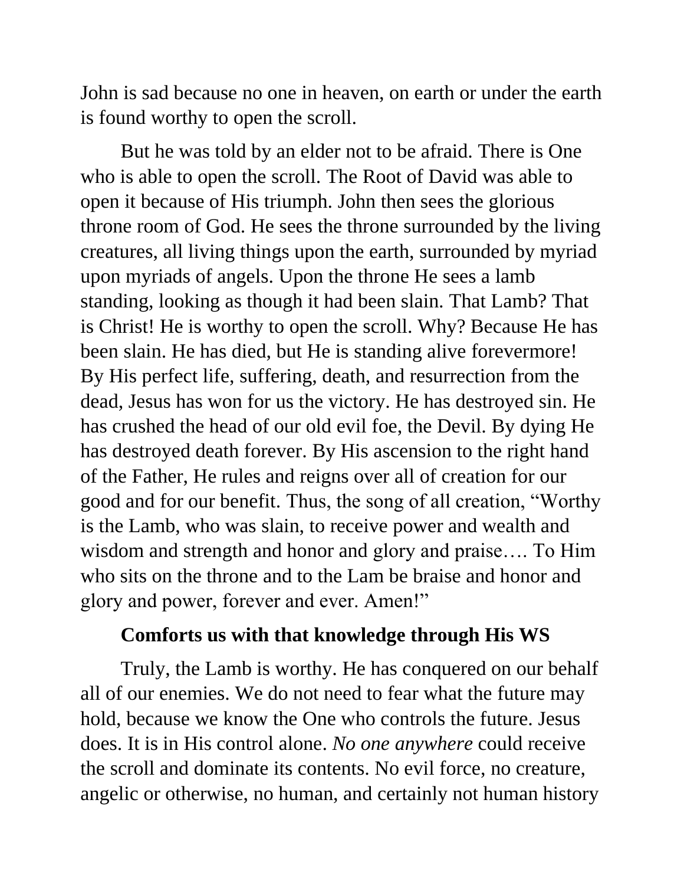John is sad because no one in heaven, on earth or under the earth is found worthy to open the scroll.

But he was told by an elder not to be afraid. There is One who is able to open the scroll. The Root of David was able to open it because of His triumph. John then sees the glorious throne room of God. He sees the throne surrounded by the living creatures, all living things upon the earth, surrounded by myriad upon myriads of angels. Upon the throne He sees a lamb standing, looking as though it had been slain. That Lamb? That is Christ! He is worthy to open the scroll. Why? Because He has been slain. He has died, but He is standing alive forevermore! By His perfect life, suffering, death, and resurrection from the dead, Jesus has won for us the victory. He has destroyed sin. He has crushed the head of our old evil foe, the Devil. By dying He has destroyed death forever. By His ascension to the right hand of the Father, He rules and reigns over all of creation for our good and for our benefit. Thus, the song of all creation, "Worthy is the Lamb, who was slain, to receive power and wealth and wisdom and strength and honor and glory and praise…. To Him who sits on the throne and to the Lam be braise and honor and glory and power, forever and ever. Amen!"

**Comforts us with that knowledge through His WS**

Truly, the Lamb is worthy. He has conquered on our behalf all of our enemies. We do not need to fear what the future may hold, because we know the One who controls the future. Jesus does. It is in His control alone. *No one anywhere* could receive the scroll and dominate its contents. No evil force, no creature, angelic or otherwise, no human, and certainly not human history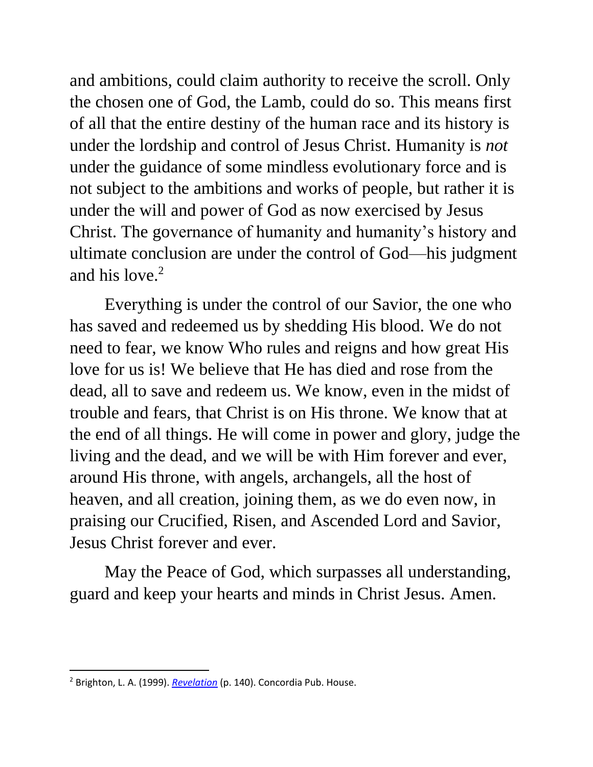and ambitions, could claim authority to receive the scroll. Only the chosen one of God, the Lamb, could do so. This means first of all that the entire destiny of the human race and its history is under the lordship and control of Jesus Christ. Humanity is *not* under the guidance of some mindless evolutionary force and is not subject to the ambitions and works of people, but rather it is under the will and power of God as now exercised by Jesus Christ. The governance of humanity and humanity's history and ultimate conclusion are under the control of God—his judgment and his love.[2]

Everything is under the control of our Savior, the one who has saved and redeemed us by shedding His blood. We do not need to fear, we know Who rules and reigns and how great His love for us is! We believe that He has died and rose from the dead, all to save and redeem us. We know, even in the midst of trouble and fears, that Christ is on His throne. We know that at the end of all things. He will come in power and glory, judge the living and the dead, and we will be with Him forever and ever, around His throne, with angels, archangels, all the host of heaven, and all creation, joining them, as we do even now, in praising our Crucified, Risen, and Ascended Lord and Savior, Jesus Christ forever and ever.

May the Peace of God, which surpasses all understanding, guard and keep your hearts and minds in Christ Jesus. Amen.

---

[2] Brighton, L. A. (1999). *Revelation* (p. 140). Concordia Pub. House.